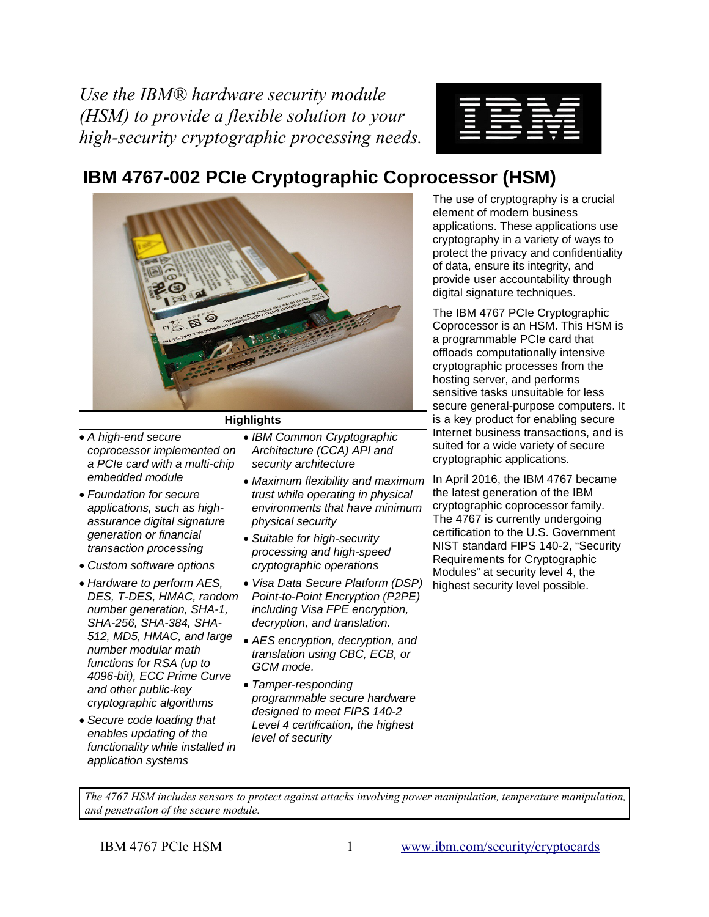*Use the IBM® hardware security module (HSM) to provide a flexible solution to your high-security cryptographic processing needs.*

# IBM 4767-002 PCIe Cryptographic Coprocessor (HSM)

The use of cryptography is a crucial element of modern business applications. These applications use cryptography in a variety of ways to protect the privacy and confidentiality of data, ensure its integrity, and provide user accountability through digital signature techniques.

The IBM 4767 PCIe Cryptographic Coprocessor is an HSM. This HSM is a programmable PCIe card that offloads computationally intensive cryptographic processes from the hosting server, and performs sensitive tasks unsuitable for less secure general-purpose computers. It is a key product for enabling secure Internet business transactions, and is suited for a wide variety of secure cryptographic applications.

In April 2016, the IBM 4767 became the latest generation of the IBM cryptographic coprocessor family. The 4767 is currently undergoing certification to the U.S. Government NIST standard FIPS 140-2, "Security Requirements for Cryptographic Modules" at security level 4, the highest security level possible.

**Highlights**

- *A high-end secure coprocessor implemented on a PCIe card with a multi-chip embedded module*
- *Foundation for secure applications, such as high-assurance digital signature generation or financial transaction processing*
- *Custom software options*
- *Hardware to perform AES, DES, T-DES, HMAC, random number generation, SHA-1, SHA-256, SHA-384, SHA-512, MD5, HMAC, and large number modular math functions for RSA (up to 4096-bit), ECC Prime Curve and other public-key cryptographic algorithms*
- *Secure code loading that enables updating of the functionality while installed in application systems*
- *IBM Common Cryptographic Architecture (CCA) API and security architecture*
- *Maximum flexibility and maximum trust while operating in physical environments that have minimum physical security*
- *Suitable for high-security processing and high-speed cryptographic operations*
- *Visa Data Secure Platform (DSP) Point-to-Point Encryption (P2PE) including Visa FPE encryption, decryption, and translation.*
- *AES encryption, decryption, and translation using CBC, ECB, or GCM mode.*
- *Tamper-responding programmable secure hardware designed to meet FIPS 140-2 Level 4 certification, the highest level of security*

*The 4767 HSM includes sensors to protect against attacks involving power manipulation, temperature manipulation, and penetration of the secure module.*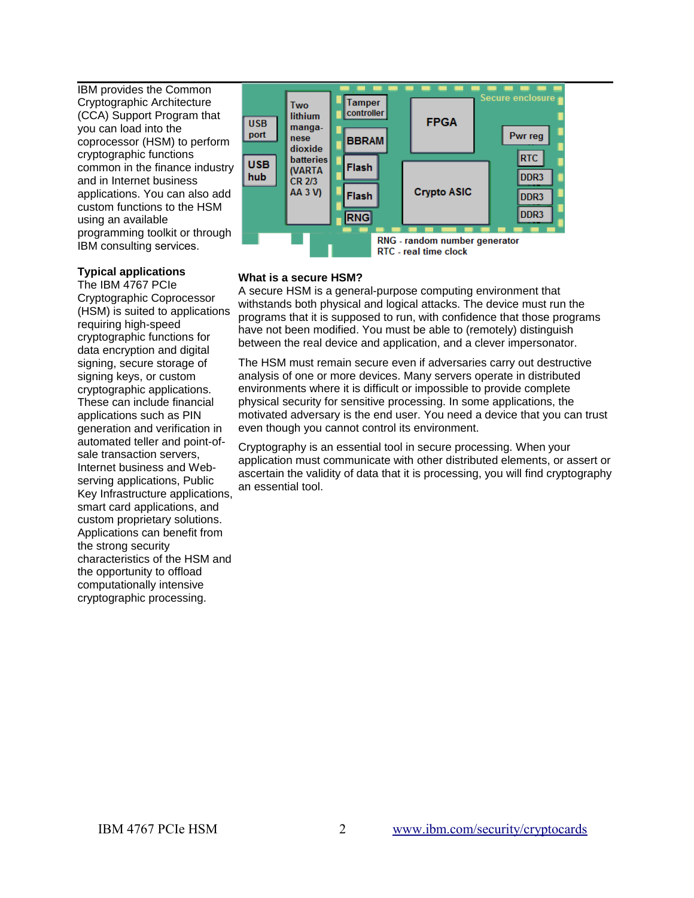IBM provides the Common Cryptographic Architecture (CCA) Support Program that you can load into the coprocessor (HSM) to perform cryptographic functions common in the finance industry and in Internet business applications. You can also add custom functions to the HSM using an available programming toolkit or through IBM consulting services.

**Typical applications**

The IBM 4767 PCIe Cryptographic Coprocessor (HSM) is suited to applications requiring high-speed cryptographic functions for data encryption and digital signing, secure storage of signing keys, or custom cryptographic applications. These can include financial applications such as PIN generation and verification in automated teller and point-of-sale transaction servers, Internet business and Web-serving applications, Public Key Infrastructure applications, smart card applications, and custom proprietary solutions. Applications can benefit from the strong security characteristics of the HSM and the opportunity to offload computationally intensive cryptographic processing.

RNG - random number generator
RTC - real time clock

**What is a secure HSM?**

A secure HSM is a general-purpose computing environment that withstands both physical and logical attacks. The device must run the programs that it is supposed to run, with confidence that those programs have not been modified. You must be able to (remotely) distinguish between the real device and application, and a clever impersonator.

The HSM must remain secure even if adversaries carry out destructive analysis of one or more devices. Many servers operate in distributed environments where it is difficult or impossible to provide complete physical security for sensitive processing. In some applications, the motivated adversary is the end user. You need a device that you can trust even though you cannot control its environment.

Cryptography is an essential tool in secure processing. When your application must communicate with other distributed elements, or assert or ascertain the validity of data that it is processing, you will find cryptography an essential tool.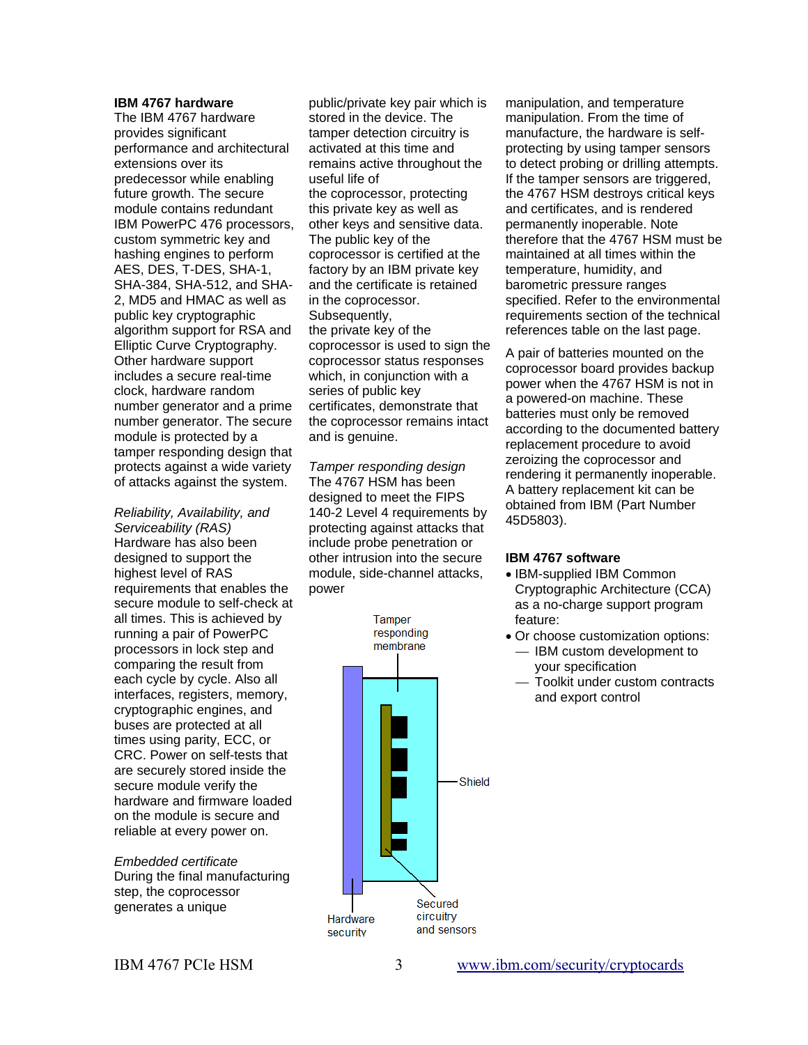## IBM 4767 hardware

The IBM 4767 hardware provides significant performance and architectural extensions over its predecessor while enabling future growth. The secure module contains redundant IBM PowerPC 476 processors, custom symmetric key and hashing engines to perform AES, DES, T-DES, SHA-1, SHA-384, SHA-512, and SHA-2, MD5 and HMAC as well as public key cryptographic algorithm support for RSA and Elliptic Curve Cryptography. Other hardware support includes a secure real-time clock, hardware random number generator and a prime number generator. The secure module is protected by a tamper responding design that protects against a wide variety of attacks against the system.

*Reliability, Availability, and Serviceability (RAS)*

Hardware has also been designed to support the highest level of RAS requirements that enables the secure module to self-check at all times. This is achieved by running a pair of PowerPC processors in lock step and comparing the result from each cycle by cycle. Also all interfaces, registers, memory, cryptographic engines, and buses are protected at all times using parity, ECC, or CRC. Power on self-tests that are securely stored inside the secure module verify the hardware and firmware loaded on the module is secure and reliable at every power on.

*Embedded certificate*

During the final manufacturing step, the coprocessor generates a unique public/private key pair which is stored in the device. The tamper detection circuitry is activated at this time and remains active throughout the useful life of the coprocessor, protecting this private key as well as other keys and sensitive data. The public key of the coprocessor is certified at the factory by an IBM private key and the certificate is retained in the coprocessor. Subsequently, the private key of the coprocessor is used to sign the coprocessor status responses which, in conjunction with a series of public key certificates, demonstrate that the coprocessor remains intact and is genuine.

*Tamper responding design*

The 4767 HSM has been designed to meet the FIPS 140-2 Level 4 requirements by protecting against attacks that include probe penetration or other intrusion into the secure module, side-channel attacks, power manipulation, and temperature manipulation. From the time of manufacture, the hardware is self-protecting by using tamper sensors to detect probing or drilling attempts. If the tamper sensors are triggered, the 4767 HSM destroys critical keys and certificates, and is rendered permanently inoperable. Note therefore that the 4767 HSM must be maintained at all times within the temperature, humidity, and barometric pressure ranges specified. Refer to the environmental requirements section of the technical references table on the last page.

A pair of batteries mounted on the coprocessor board provides backup power when the 4767 HSM is not in a powered-on machine. These batteries must only be removed according to the documented battery replacement procedure to avoid zeroizing the coprocessor and rendering it permanently inoperable. A battery replacement kit can be obtained from IBM (Part Number 45D5803).

## IBM 4767 software

- IBM-supplied IBM Common Cryptographic Architecture (CCA) as a no-charge support program feature:
- Or choose customization options:
  - IBM custom development to your specification
  - Toolkit under custom contracts and export control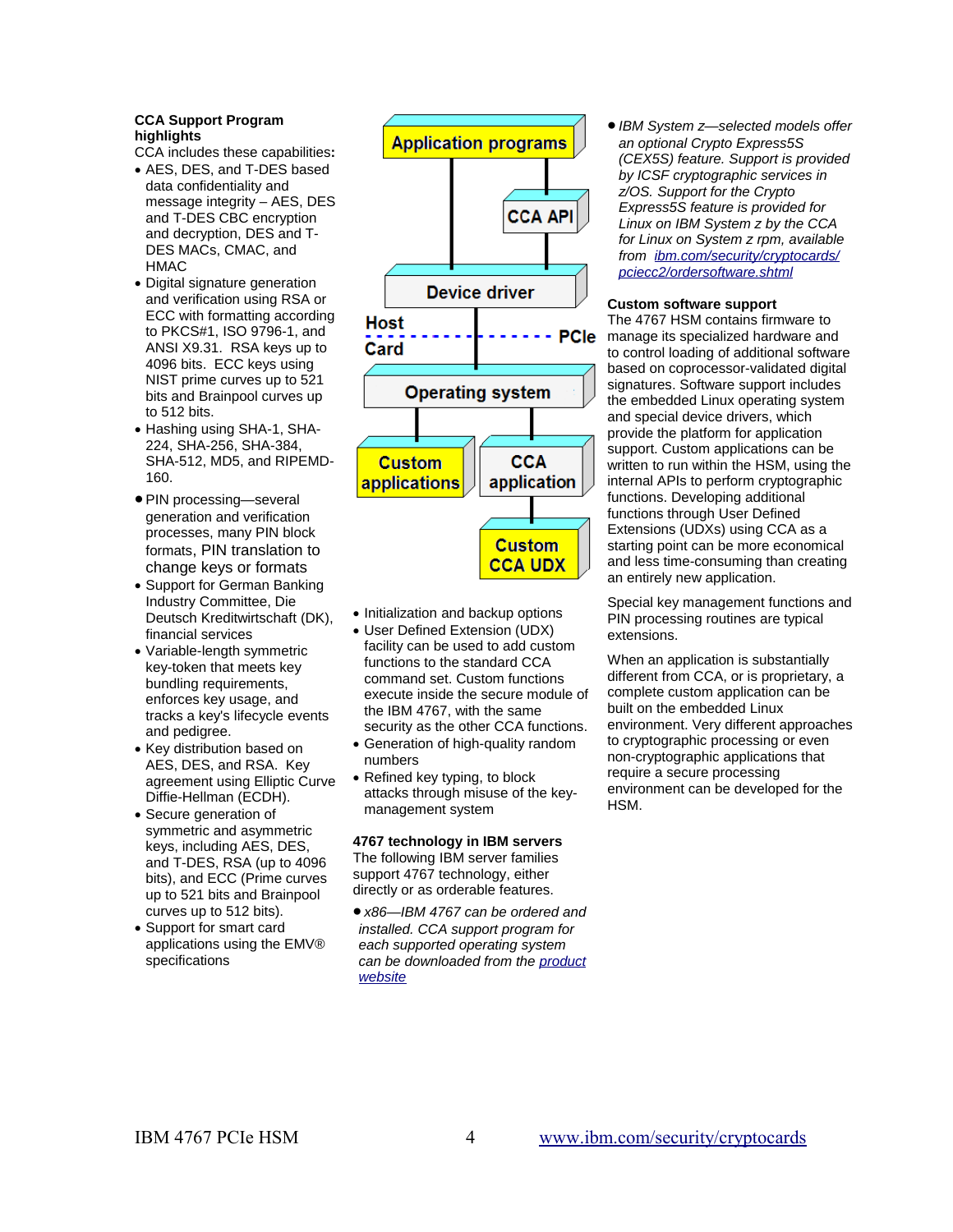**CCA Support Program highlights**

CCA includes these capabilities**:**

- AES, DES, and T-DES based data confidentiality and message integrity – AES, DES and T-DES CBC encryption and decryption, DES and T-DES MACs, CMAC, and HMAC
- Digital signature generation and verification using RSA or ECC with formatting according to PKCS#1, ISO 9796-1, and ANSI X9.31. RSA keys up to 4096 bits. ECC keys using NIST prime curves up to 521 bits and Brainpool curves up to 512 bits.
- Hashing using SHA-1, SHA-224, SHA-256, SHA-384, SHA-512, MD5, and RIPEMD-160.
- PIN processing—several generation and verification processes, many PIN block formats, PIN translation to change keys or formats
- Support for German Banking Industry Committee, Die Deutsch Kreditwirtschaft (DK), financial services
- Variable-length symmetric key-token that meets key bundling requirements, enforces key usage, and tracks a key's lifecycle events and pedigree.
- Key distribution based on AES, DES, and RSA. Key agreement using Elliptic Curve Diffie-Hellman (ECDH).
- Secure generation of symmetric and asymmetric keys, including AES, DES, and T-DES, RSA (up to 4096 bits), and ECC (Prime curves up to 521 bits and Brainpool curves up to 512 bits).
- Support for smart card applications using the EMV® specifications

Application programs

CCA API

Device driver

Host

PCIe

Card

Operating system

Custom applications

CCA application

Custom CCA UDX

- Initialization and backup options
- User Defined Extension (UDX) facility can be used to add custom functions to the standard CCA command set. Custom functions execute inside the secure module of the IBM 4767, with the same security as the other CCA functions.
- Generation of high-quality random numbers
- Refined key typing, to block attacks through misuse of the key-management system

**4767 technology in IBM servers**

The following IBM server families support 4767 technology, either directly or as orderable features.

- *x86—IBM 4767 can be ordered and installed. CCA support program for each supported operating system can be downloaded from the [product website](#)*
- *IBM System z—selected models offer an optional Crypto Express5S (CEX5S) feature. Support is provided by ICSF cryptographic services in z/OS. Support for the Crypto Express5S feature is provided for Linux on IBM System z by the CCA for Linux on System z rpm, available from [ibm.com/security/cryptocards/pciecc2/ordersoftware.shtml](#)*

**Custom software support**

The 4767 HSM contains firmware to manage its specialized hardware and to control loading of additional software based on coprocessor-validated digital signatures. Software support includes the embedded Linux operating system and special device drivers, which provide the platform for application support. Custom applications can be written to run within the HSM, using the internal APIs to perform cryptographic functions. Developing additional functions through User Defined Extensions (UDXs) using CCA as a starting point can be more economical and less time-consuming than creating an entirely new application.

Special key management functions and PIN processing routines are typical extensions.

When an application is substantially different from CCA, or is proprietary, a complete custom application can be built on the embedded Linux environment. Very different approaches to cryptographic processing or even non-cryptographic applications that require a secure processing environment can be developed for the HSM.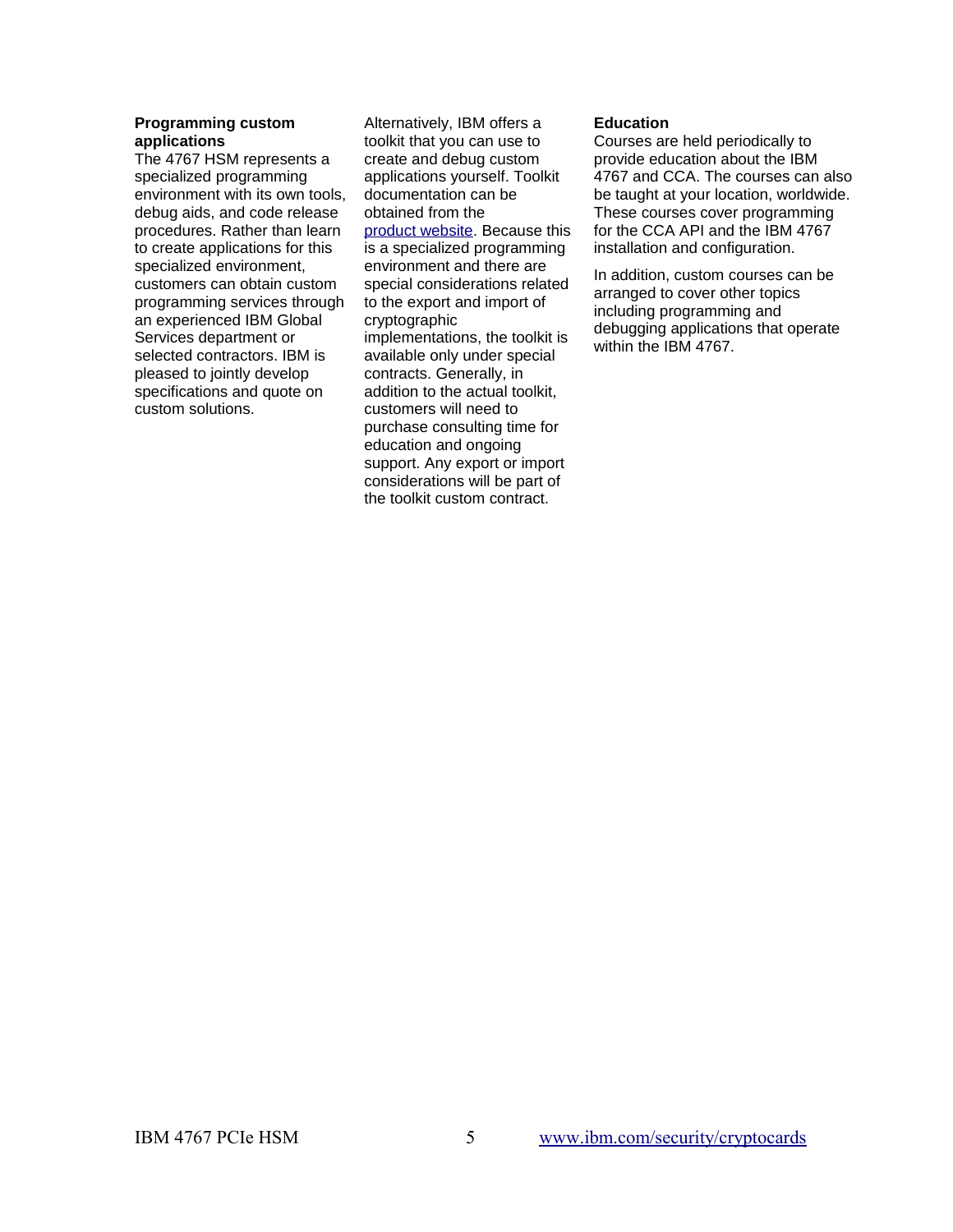### Programming custom applications

The 4767 HSM represents a specialized programming environment with its own tools, debug aids, and code release procedures. Rather than learn to create applications for this specialized environment, customers can obtain custom programming services through an experienced IBM Global Services department or selected contractors. IBM is pleased to jointly develop specifications and quote on custom solutions.

Alternatively, IBM offers a toolkit that you can use to create and debug custom applications yourself. Toolkit documentation can be obtained from the product website. Because this is a specialized programming environment and there are special considerations related to the export and import of cryptographic implementations, the toolkit is available only under special contracts. Generally, in addition to the actual toolkit, customers will need to purchase consulting time for education and ongoing support. Any export or import considerations will be part of the toolkit custom contract.

### Education

Courses are held periodically to provide education about the IBM 4767 and CCA. The courses can also be taught at your location, worldwide. These courses cover programming for the CCA API and the IBM 4767 installation and configuration.

In addition, custom courses can be arranged to cover other topics including programming and debugging applications that operate within the IBM 4767.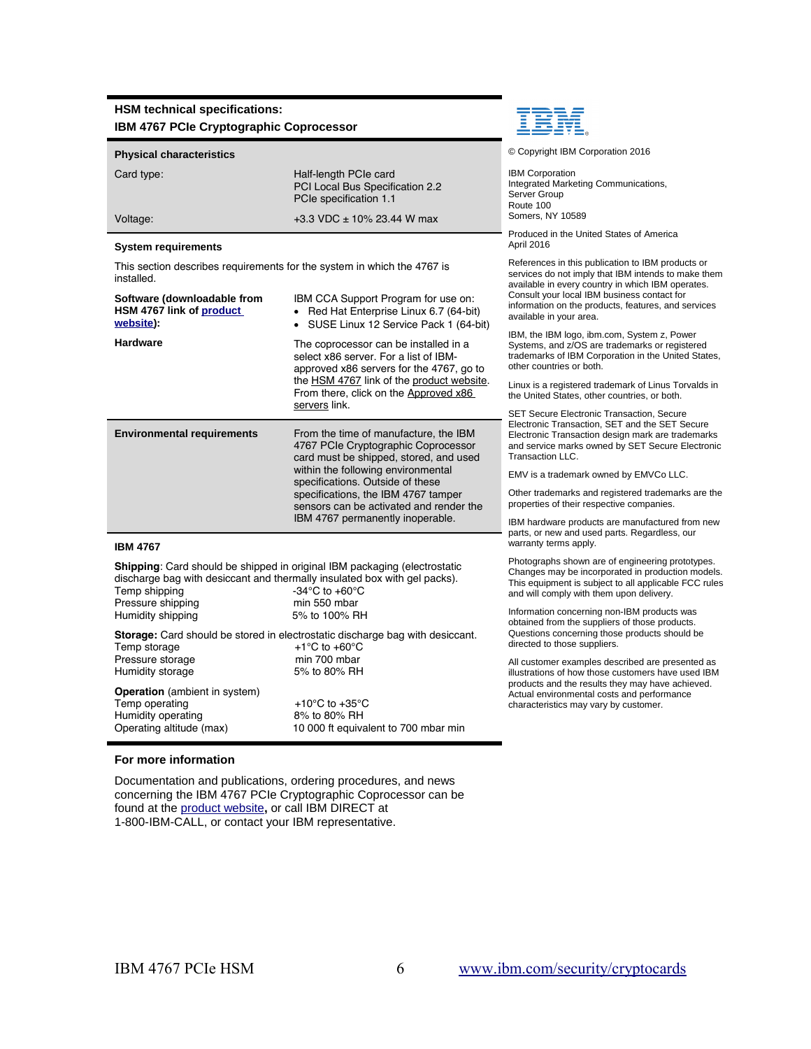**HSM technical specifications:**
**IBM 4767 PCIe Cryptographic Coprocessor**

| | |
|---|---|
| **Physical characteristics** | |
| Card type: | Half-length PCIe card<br>PCI Local Bus Specification 2.2<br>PCIe specification 1.1 |
| Voltage: | +3.3 VDC ± 10% 23.44 W max |

**System requirements**

This section describes requirements for the system in which the 4767 is installed.

| | |
|---|---|
| **Software (downloadable from HSM 4767 link of product website):** | IBM CCA Support Program for use on:<br>• Red Hat Enterprise Linux 6.7 (64-bit)<br>• SUSE Linux 12 Service Pack 1 (64-bit) |
| **Hardware** | The coprocessor can be installed in a select x86 server. For a list of IBM-approved x86 servers for the 4767, go to the HSM 4767 link of the product website. From there, click on the Approved x86 servers link. |
| **Environmental requirements** | From the time of manufacture, the IBM 4767 PCIe Cryptographic Coprocessor card must be shipped, stored, and used within the following environmental specifications. Outside of these specifications, the IBM 4767 tamper sensors can be activated and render the IBM 4767 permanently inoperable. |

**IBM 4767**

**Shipping**: Card should be shipped in original IBM packaging (electrostatic discharge bag with desiccant and thermally insulated box with gel packs).

| | |
|---|---|
| Temp shipping | -34°C to +60°C |
| Pressure shipping | min 550 mbar |
| Humidity shipping | 5% to 100% RH |

**Storage:** Card should be stored in electrostatic discharge bag with desiccant.

| | |
|---|---|
| Temp storage | +1°C to +60°C |
| Pressure storage | min 700 mbar |
| Humidity storage | 5% to 80% RH |

**Operation** (ambient in system)

| | |
|---|---|
| Temp operating | +10°C to +35°C |
| Humidity operating | 8% to 80% RH |
| Operating altitude (max) | 10 000 ft equivalent to 700 mbar min |

**For more information**

Documentation and publications, ordering procedures, and news concerning the IBM 4767 PCIe Cryptographic Coprocessor can be found at the product website**,** or call IBM DIRECT at 1-800-IBM-CALL, or contact your IBM representative.

IBM

© Copyright IBM Corporation 2016

IBM Corporation
Integrated Marketing Communications,
Server Group
Route 100
Somers, NY 10589

Produced in the United States of America
April 2016

References in this publication to IBM products or services do not imply that IBM intends to make them available in every country in which IBM operates. Consult your local IBM business contact for information on the products, features, and services available in your area.

IBM, the IBM logo, ibm.com, System z, Power Systems, and z/OS are trademarks or registered trademarks of IBM Corporation in the United States, other countries or both.

Linux is a registered trademark of Linus Torvalds in the United States, other countries, or both.

SET Secure Electronic Transaction, Secure Electronic Transaction, SET and the SET Secure Electronic Transaction design mark are trademarks and service marks owned by SET Secure Electronic Transaction LLC.

EMV is a trademark owned by EMVCo LLC.

Other trademarks and registered trademarks are the properties of their respective companies.

IBM hardware products are manufactured from new parts, or new and used parts. Regardless, our warranty terms apply.

Photographs shown are of engineering prototypes. Changes may be incorporated in production models. This equipment is subject to all applicable FCC rules and will comply with them upon delivery.

Information concerning non-IBM products was obtained from the suppliers of those products. Questions concerning those products should be directed to those suppliers.

All customer examples described are presented as illustrations of how those customers have used IBM products and the results they may have achieved. Actual environmental costs and performance characteristics may vary by customer.